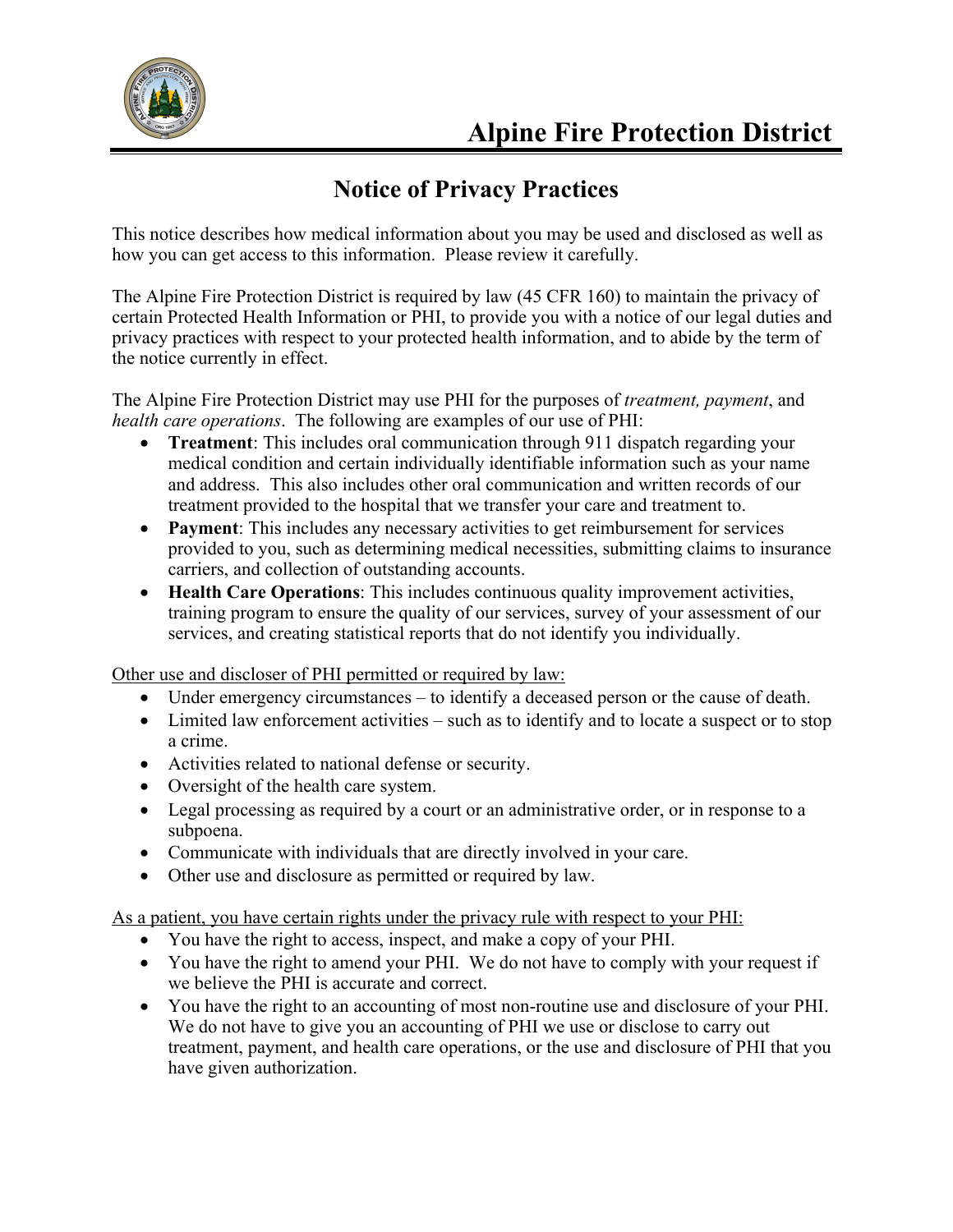# Alpine Fire Protection District

## Notice of Privacy Practices

This notice describes how medical information about you may be used and disclosed as well as how you can get access to this information. Please review it carefully.

The Alpine Fire Protection District is required by law (45 CFR 160) to maintain the privacy of certain Protected Health Information or PHI, to provide you with a notice of our legal duties and privacy practices with respect to your protected health information, and to abide by the term of the notice currently in effect.

The Alpine Fire Protection District may use PHI for the purposes of *treatment, payment*, and *health care operations*. The following are examples of our use of PHI:

- **Treatment**: This includes oral communication through 911 dispatch regarding your medical condition and certain individually identifiable information such as your name and address. This also includes other oral communication and written records of our treatment provided to the hospital that we transfer your care and treatment to.
- **Payment**: This includes any necessary activities to get reimbursement for services provided to you, such as determining medical necessities, submitting claims to insurance carriers, and collection of outstanding accounts.
- **Health Care Operations**: This includes continuous quality improvement activities, training program to ensure the quality of our services, survey of your assessment of our services, and creating statistical reports that do not identify you individually.

Other use and discloser of PHI permitted or required by law:

- Under emergency circumstances – to identify a deceased person or the cause of death.
- Limited law enforcement activities – such as to identify and to locate a suspect or to stop a crime.
- Activities related to national defense or security.
- Oversight of the health care system.
- Legal processing as required by a court or an administrative order, or in response to a subpoena.
- Communicate with individuals that are directly involved in your care.
- Other use and disclosure as permitted or required by law.

As a patient, you have certain rights under the privacy rule with respect to your PHI:

- You have the right to access, inspect, and make a copy of your PHI.
- You have the right to amend your PHI. We do not have to comply with your request if we believe the PHI is accurate and correct.
- You have the right to an accounting of most non-routine use and disclosure of your PHI. We do not have to give you an accounting of PHI we use or disclose to carry out treatment, payment, and health care operations, or the use and disclosure of PHI that you have given authorization.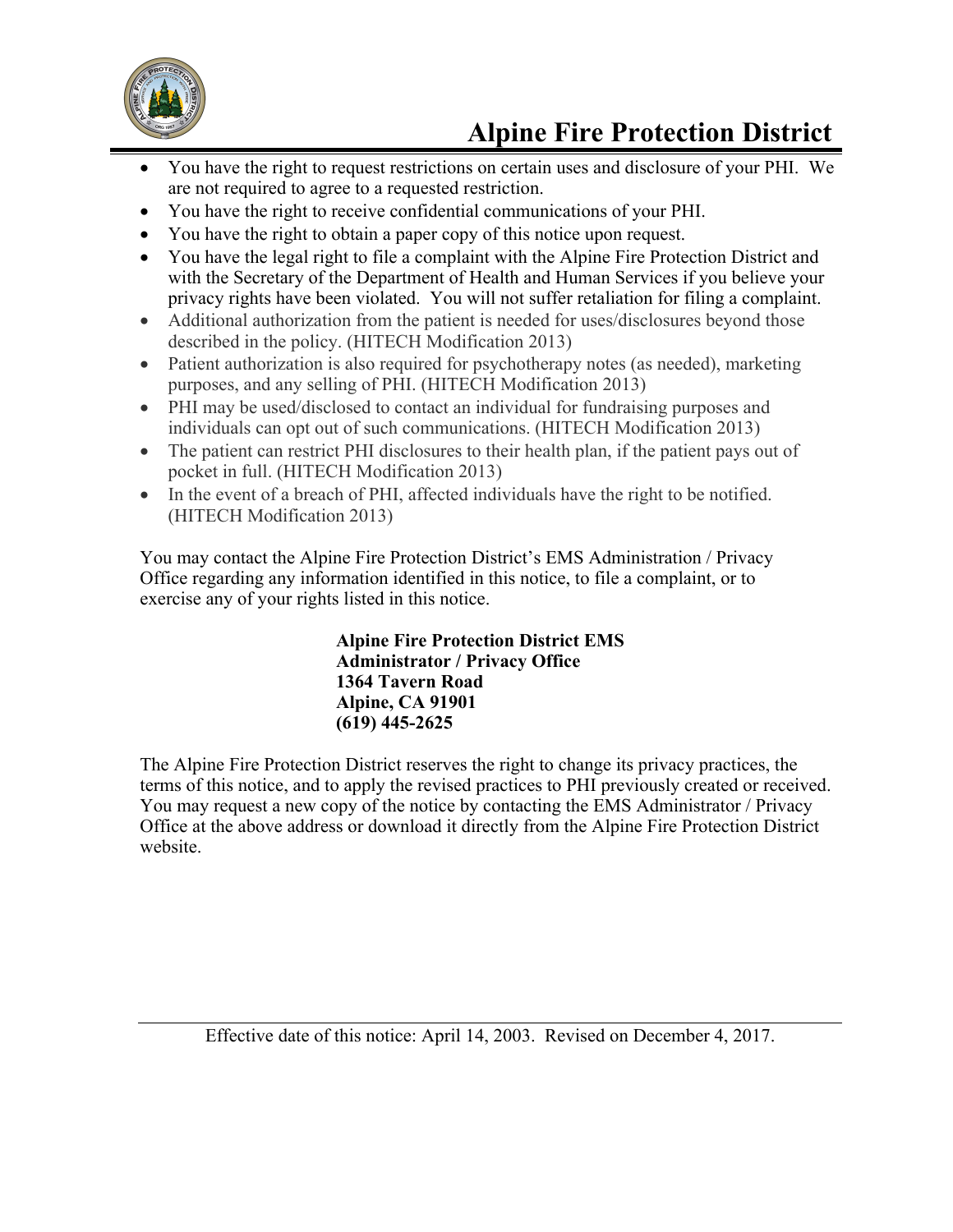- You have the right to request restrictions on certain uses and disclosure of your PHI. We are not required to agree to a requested restriction.
- You have the right to receive confidential communications of your PHI.
- You have the right to obtain a paper copy of this notice upon request.
- You have the legal right to file a complaint with the Alpine Fire Protection District and with the Secretary of the Department of Health and Human Services if you believe your privacy rights have been violated. You will not suffer retaliation for filing a complaint.
- Additional authorization from the patient is needed for uses/disclosures beyond those described in the policy. (HITECH Modification 2013)
- Patient authorization is also required for psychotherapy notes (as needed), marketing purposes, and any selling of PHI. (HITECH Modification 2013)
- PHI may be used/disclosed to contact an individual for fundraising purposes and individuals can opt out of such communications. (HITECH Modification 2013)
- The patient can restrict PHI disclosures to their health plan, if the patient pays out of pocket in full. (HITECH Modification 2013)
- In the event of a breach of PHI, affected individuals have the right to be notified. (HITECH Modification 2013)

You may contact the Alpine Fire Protection District's EMS Administration / Privacy Office regarding any information identified in this notice, to file a complaint, or to exercise any of your rights listed in this notice.

**Alpine Fire Protection District EMS**
**Administrator / Privacy Office**
**1364 Tavern Road**
**Alpine, CA 91901**
**(619) 445-2625**

The Alpine Fire Protection District reserves the right to change its privacy practices, the terms of this notice, and to apply the revised practices to PHI previously created or received. You may request a new copy of the notice by contacting the EMS Administrator / Privacy Office at the above address or download it directly from the Alpine Fire Protection District website.

Effective date of this notice: April 14, 2003. Revised on December 4, 2017.